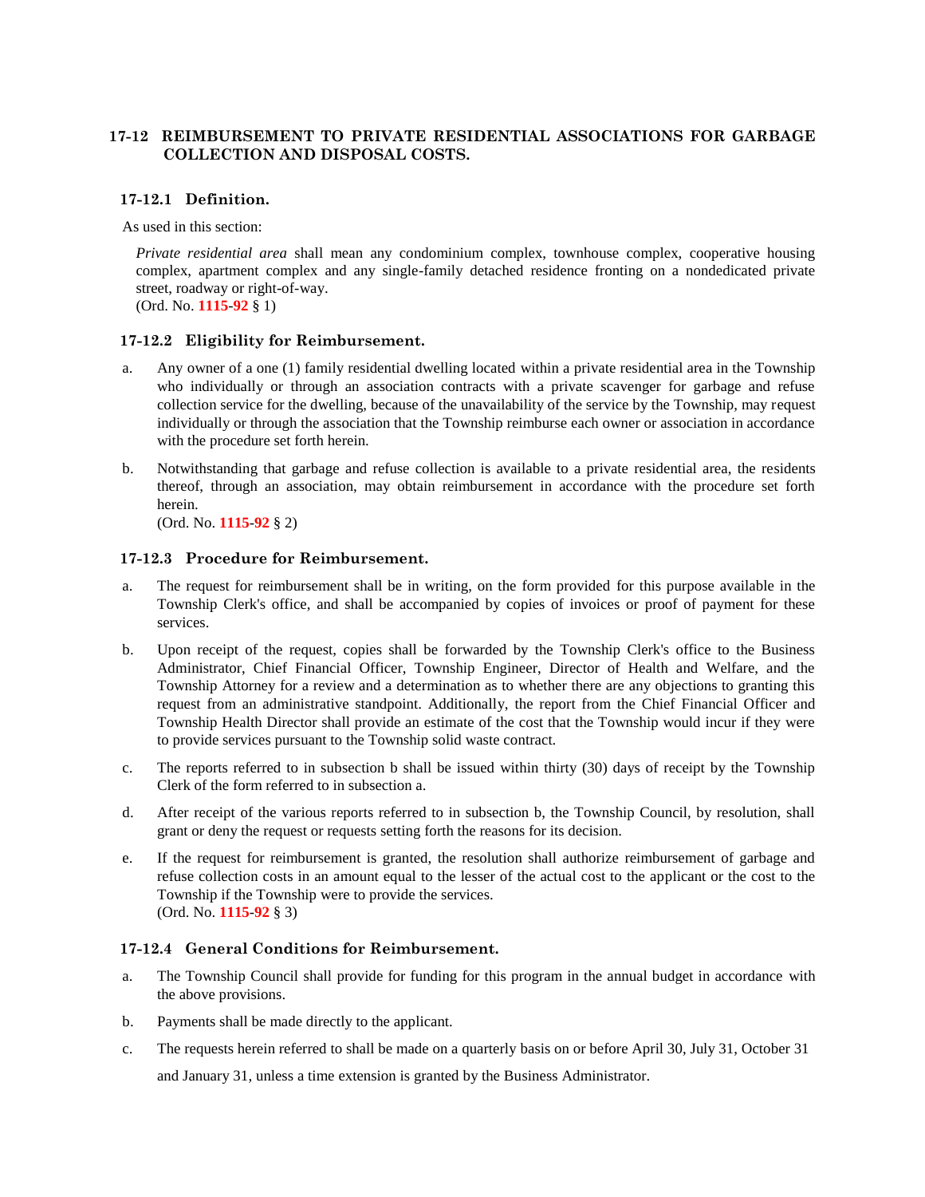## 17-12 REIMBURSEMENT TO PRIVATE RESIDENTIAL ASSOCIATIONS FOR GARBAGE COLLECTION AND DISPOSAL COSTS.

### 17-12.1 Definition.

As used in this section:

*Private residential area* shall mean any condominium complex, townhouse complex, cooperative housing complex, apartment complex and any single-family detached residence fronting on a nondedicated private street, roadway or right-of-way.
(Ord. No. **1115-92** § 1)

### 17-12.2 Eligibility for Reimbursement.

a. Any owner of a one (1) family residential dwelling located within a private residential area in the Township who individually or through an association contracts with a private scavenger for garbage and refuse collection service for the dwelling, because of the unavailability of the service by the Township, may request individually or through the association that the Township reimburse each owner or association in accordance with the procedure set forth herein.

b. Notwithstanding that garbage and refuse collection is available to a private residential area, the residents thereof, through an association, may obtain reimbursement in accordance with the procedure set forth herein.
(Ord. No. **1115-92** § 2)

### 17-12.3 Procedure for Reimbursement.

a. The request for reimbursement shall be in writing, on the form provided for this purpose available in the Township Clerk's office, and shall be accompanied by copies of invoices or proof of payment for these services.

b. Upon receipt of the request, copies shall be forwarded by the Township Clerk's office to the Business Administrator, Chief Financial Officer, Township Engineer, Director of Health and Welfare, and the Township Attorney for a review and a determination as to whether there are any objections to granting this request from an administrative standpoint. Additionally, the report from the Chief Financial Officer and Township Health Director shall provide an estimate of the cost that the Township would incur if they were to provide services pursuant to the Township solid waste contract.

c. The reports referred to in subsection b shall be issued within thirty (30) days of receipt by the Township Clerk of the form referred to in subsection a.

d. After receipt of the various reports referred to in subsection b, the Township Council, by resolution, shall grant or deny the request or requests setting forth the reasons for its decision.

e. If the request for reimbursement is granted, the resolution shall authorize reimbursement of garbage and refuse collection costs in an amount equal to the lesser of the actual cost to the applicant or the cost to the Township if the Township were to provide the services.
(Ord. No. **1115-92** § 3)

### 17-12.4 General Conditions for Reimbursement.

a. The Township Council shall provide for funding for this program in the annual budget in accordance with the above provisions.

b. Payments shall be made directly to the applicant.

c. The requests herein referred to shall be made on a quarterly basis on or before April 30, July 31, October 31 and January 31, unless a time extension is granted by the Business Administrator.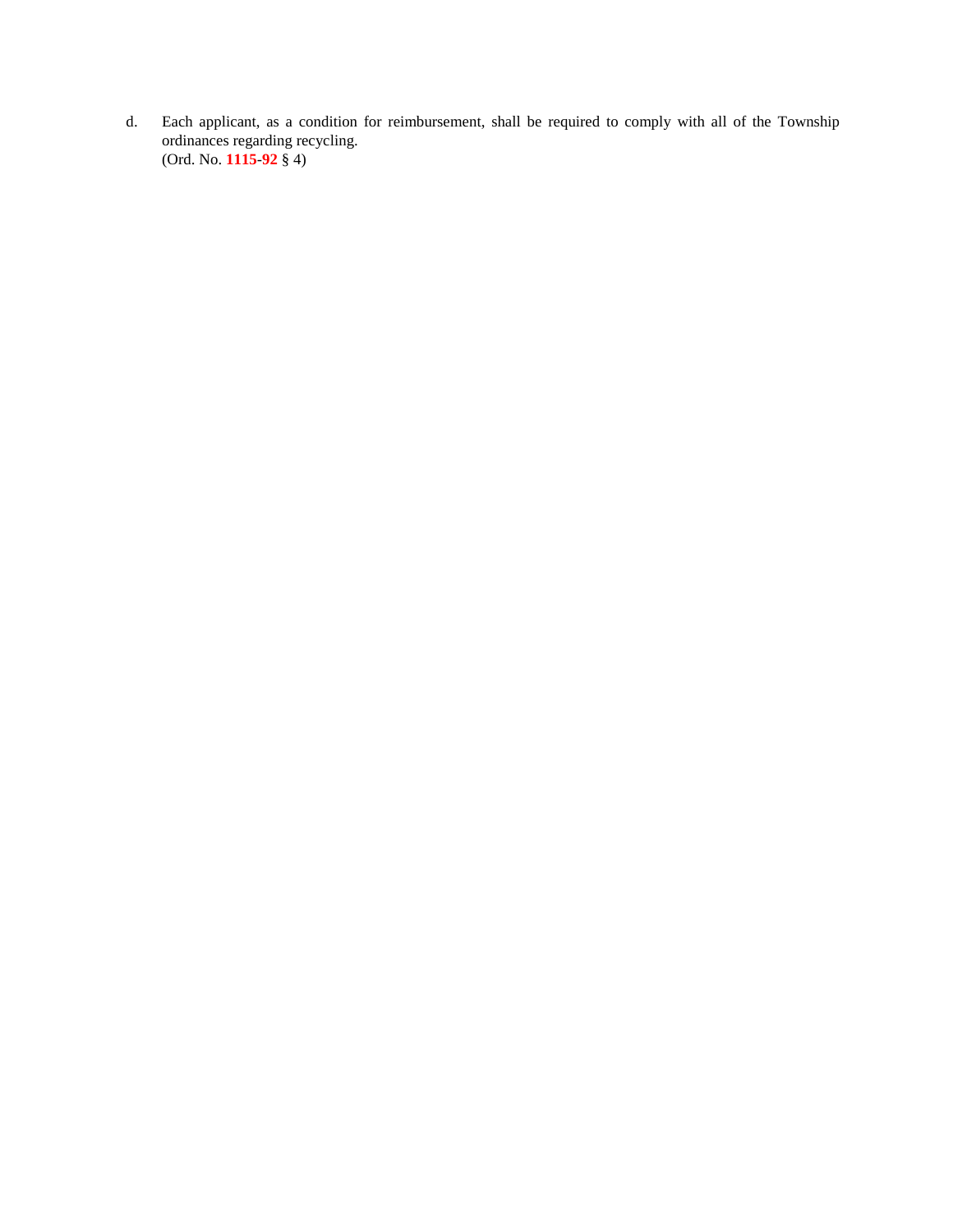d. Each applicant, as a condition for reimbursement, shall be required to comply with all of the Township ordinances regarding recycling.
(Ord. No. **1115-92** § 4)